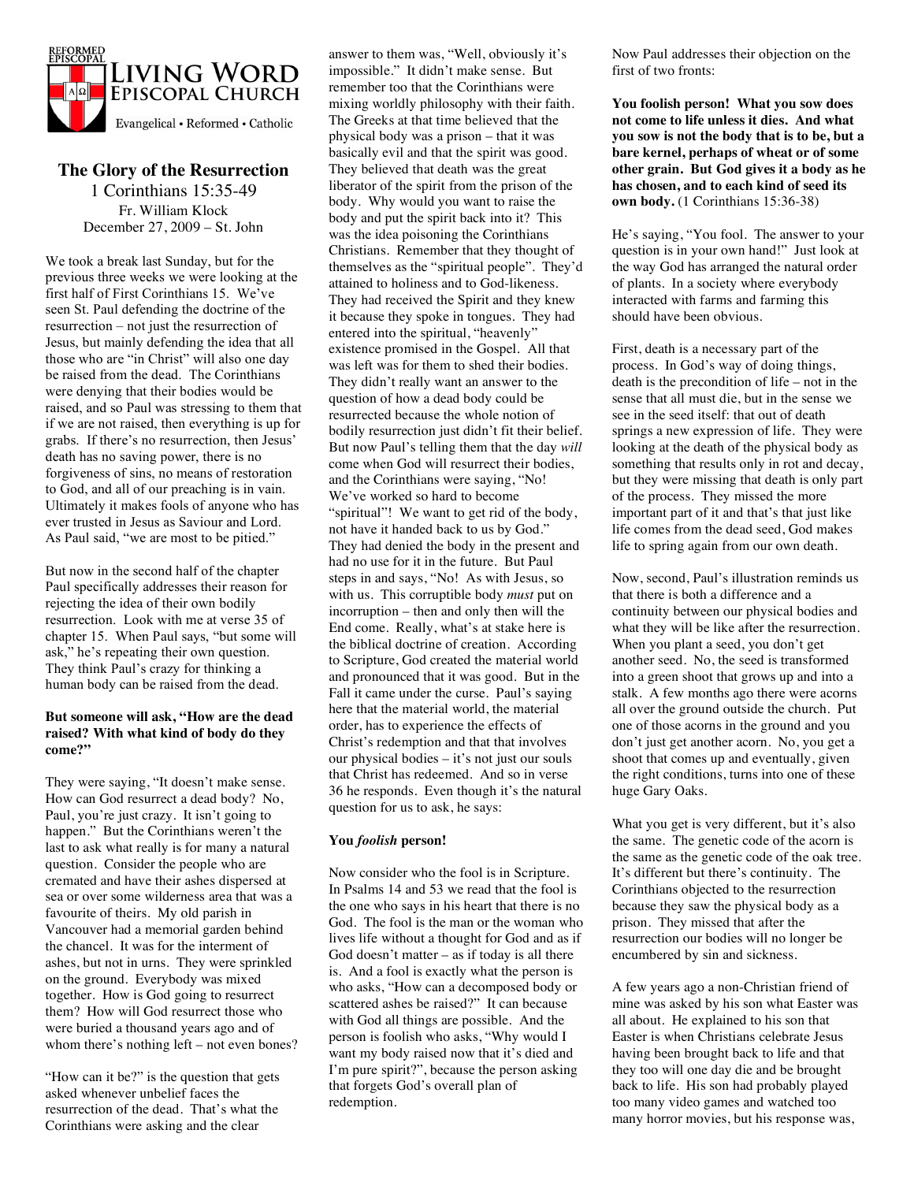REFORMED EPISCOPAL

**Living Word Episcopal Church**

Evangelical • Reformed • Catholic

# The Glory of the Resurrection

1 Corinthians 15:35-49
Fr. William Klock
December 27, 2009 – St. John

We took a break last Sunday, but for the previous three weeks we were looking at the first half of First Corinthians 15. We've seen St. Paul defending the doctrine of the resurrection – not just the resurrection of Jesus, but mainly defending the idea that all those who are "in Christ" will also one day be raised from the dead. The Corinthians were denying that their bodies would be raised, and so Paul was stressing to them that if we are not raised, then everything is up for grabs. If there's no resurrection, then Jesus' death has no saving power, there is no forgiveness of sins, no means of restoration to God, and all of our preaching is in vain. Ultimately it makes fools of anyone who has ever trusted in Jesus as Saviour and Lord. As Paul said, "we are most to be pitied."

But now in the second half of the chapter Paul specifically addresses their reason for rejecting the idea of their own bodily resurrection. Look with me at verse 35 of chapter 15. When Paul says, "but some will ask," he's repeating their own question. They think Paul's crazy for thinking a human body can be raised from the dead.

**But someone will ask, "How are the dead raised? With what kind of body do they come?"**

They were saying, "It doesn't make sense. How can God resurrect a dead body? No, Paul, you're just crazy. It isn't going to happen." But the Corinthians weren't the last to ask what really is for many a natural question. Consider the people who are cremated and have their ashes dispersed at sea or over some wilderness area that was a favourite of theirs. My old parish in Vancouver had a memorial garden behind the chancel. It was for the interment of ashes, but not in urns. They were sprinkled on the ground. Everybody was mixed together. How is God going to resurrect them? How will God resurrect those who were buried a thousand years ago and of whom there's nothing left – not even bones?

"How can it be?" is the question that gets asked whenever unbelief faces the resurrection of the dead. That's what the Corinthians were asking and the clear answer to them was, "Well, obviously it's impossible." It didn't make sense. But remember too that the Corinthians were mixing worldly philosophy with their faith. The Greeks at that time believed that the physical body was a prison – that it was basically evil and that the spirit was good. They believed that death was the great liberator of the spirit from the prison of the body. Why would you want to raise the body and put the spirit back into it? This was the idea poisoning the Corinthians Christians. Remember that they thought of themselves as the "spiritual people". They'd attained to holiness and to God-likeness. They had received the Spirit and they knew it because they spoke in tongues. They had entered into the spiritual, "heavenly" existence promised in the Gospel. All that was left was for them to shed their bodies. They didn't really want an answer to the question of how a dead body could be resurrected because the whole notion of bodily resurrection just didn't fit their belief. But now Paul's telling them that the day *will* come when God will resurrect their bodies, and the Corinthians were saying, "No! We've worked so hard to become "spiritual"! We want to get rid of the body, not have it handed back to us by God." They had denied the body in the present and had no use for it in the future. But Paul steps in and says, "No! As with Jesus, so with us. This corruptible body *must* put on incorruption – then and only then will the End come. Really, what's at stake here is the biblical doctrine of creation. According to Scripture, God created the material world and pronounced that it was good. But in the Fall it came under the curse. Paul's saying here that the material world, the material order, has to experience the effects of Christ's redemption and that that involves our physical bodies – it's not just our souls that Christ has redeemed. And so in verse 36 he responds. Even though it's the natural question for us to ask, he says:

**You *foolish* person!**

Now consider who the fool is in Scripture. In Psalms 14 and 53 we read that the fool is the one who says in his heart that there is no God. The fool is the man or the woman who lives life without a thought for God and as if God doesn't matter – as if today is all there is. And a fool is exactly what the person is who asks, "How can a decomposed body or scattered ashes be raised?" It can because with God all things are possible. And the person is foolish who asks, "Why would I want my body raised now that it's died and I'm pure spirit?", because the person asking that forgets God's overall plan of redemption.

Now Paul addresses their objection on the first of two fronts:

**You foolish person! What you sow does not come to life unless it dies. And what you sow is not the body that is to be, but a bare kernel, perhaps of wheat or of some other grain. But God gives it a body as he has chosen, and to each kind of seed its own body.** (1 Corinthians 15:36-38)

He's saying, "You fool. The answer to your question is in your own hand!" Just look at the way God has arranged the natural order of plants. In a society where everybody interacted with farms and farming this should have been obvious.

First, death is a necessary part of the process. In God's way of doing things, death is the precondition of life – not in the sense that all must die, but in the sense we see in the seed itself: that out of death springs a new expression of life. They were looking at the death of the physical body as something that results only in rot and decay, but they were missing that death is only part of the process. They missed the more important part of it and that's that just like life comes from the dead seed, God makes life to spring again from our own death.

Now, second, Paul's illustration reminds us that there is both a difference and a continuity between our physical bodies and what they will be like after the resurrection. When you plant a seed, you don't get another seed. No, the seed is transformed into a green shoot that grows up and into a stalk. A few months ago there were acorns all over the ground outside the church. Put one of those acorns in the ground and you don't just get another acorn. No, you get a shoot that comes up and eventually, given the right conditions, turns into one of these huge Gary Oaks.

What you get is very different, but it's also the same. The genetic code of the acorn is the same as the genetic code of the oak tree. It's different but there's continuity. The Corinthians objected to the resurrection because they saw the physical body as a prison. They missed that after the resurrection our bodies will no longer be encumbered by sin and sickness.

A few years ago a non-Christian friend of mine was asked by his son what Easter was all about. He explained to his son that Easter is when Christians celebrate Jesus having been brought back to life and that they too will one day die and be brought back to life. His son had probably played too many video games and watched too many horror movies, but his response was,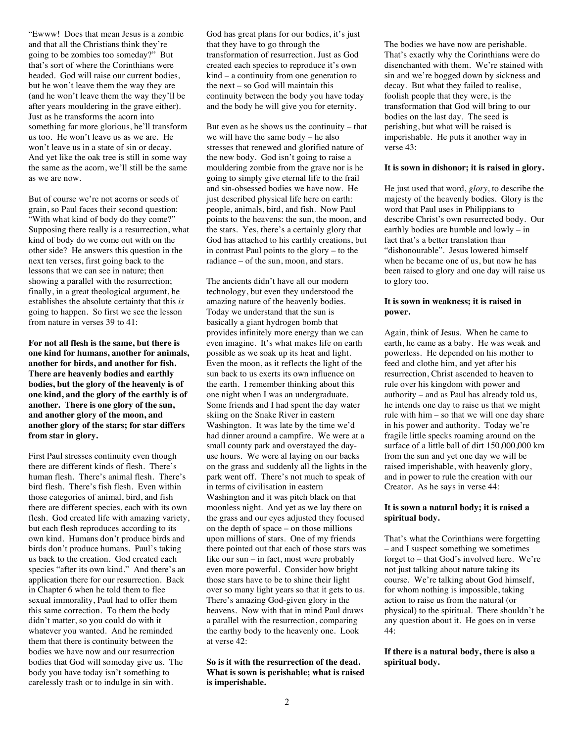"Ewww! Does that mean Jesus is a zombie and that all the Christians think they're going to be zombies too someday?" But that's sort of where the Corinthians were headed. God will raise our current bodies, but he won't leave them the way they are (and he won't leave them the way they'll be after years mouldering in the grave either). Just as he transforms the acorn into something far more glorious, he'll transform us too. He won't leave us as we are. He won't leave us in a state of sin or decay. And yet like the oak tree is still in some way the same as the acorn, we'll still be the same as we are now.

But of course we're not acorns or seeds of grain, so Paul faces their second question: "With what kind of body do they come?" Supposing there really is a resurrection, what kind of body do we come out with on the other side? He answers this question in the next ten verses, first going back to the lessons that we can see in nature; then showing a parallel with the resurrection; finally, in a great theological argument, he establishes the absolute certainty that this *is* going to happen. So first we see the lesson from nature in verses 39 to 41:

**For not all flesh is the same, but there is one kind for humans, another for animals, another for birds, and another for fish. There are heavenly bodies and earthly bodies, but the glory of the heavenly is of one kind, and the glory of the earthly is of another. There is one glory of the sun, and another glory of the moon, and another glory of the stars; for star differs from star in glory.**

First Paul stresses continuity even though there are different kinds of flesh. There's human flesh. There's animal flesh. There's bird flesh. There's fish flesh. Even within those categories of animal, bird, and fish there are different species, each with its own flesh. God created life with amazing variety, but each flesh reproduces according to its own kind. Humans don't produce birds and birds don't produce humans. Paul's taking us back to the creation. God created each species "after its own kind." And there's an application there for our resurrection. Back in Chapter 6 when he told them to flee sexual immorality, Paul had to offer them this same correction. To them the body didn't matter, so you could do with it whatever you wanted. And he reminded them that there is continuity between the bodies we have now and our resurrection bodies that God will someday give us. The body you have today isn't something to carelessly trash or to indulge in sin with. God has great plans for our bodies, it's just that they have to go through the transformation of resurrection. Just as God created each species to reproduce it's own kind – a continuity from one generation to the next – so God will maintain this continuity between the body you have today and the body he will give you for eternity.

But even as he shows us the continuity – that we will have the same body – he also stresses that renewed and glorified nature of the new body. God isn't going to raise a mouldering zombie from the grave nor is he going to simply give eternal life to the frail and sin-obsessed bodies we have now. He just described physical life here on earth: people, animals, bird, and fish. Now Paul points to the heavens: the sun, the moon, and the stars. Yes, there's a certainly glory that God has attached to his earthly creations, but in contrast Paul points to the glory – to the radiance – of the sun, moon, and stars.

The ancients didn't have all our modern technology, but even they understood the amazing nature of the heavenly bodies. Today we understand that the sun is basically a giant hydrogen bomb that provides infinitely more energy than we can even imagine. It's what makes life on earth possible as we soak up its heat and light. Even the moon, as it reflects the light of the sun back to us exerts its own influence on the earth. I remember thinking about this one night when I was an undergraduate. Some friends and I had spent the day water skiing on the Snake River in eastern Washington. It was late by the time we'd had dinner around a campfire. We were at a small county park and overstayed the day-use hours. We were al laying on our backs on the grass and suddenly all the lights in the park went off. There's not much to speak of in terms of civilisation in eastern Washington and it was pitch black on that moonless night. And yet as we lay there on the grass and our eyes adjusted they focused on the depth of space – on those millions upon millions of stars. One of my friends there pointed out that each of those stars was like our sun – in fact, most were probably even more powerful. Consider how bright those stars have to be to shine their light over so many light years so that it gets to us. There's amazing God-given glory in the heavens. Now with that in mind Paul draws a parallel with the resurrection, comparing the earthy body to the heavenly one. Look at verse 42:

**So is it with the resurrection of the dead. What is sown is perishable; what is raised is imperishable.**

The bodies we have now are perishable. That's exactly why the Corinthians were do disenchanted with them. We're stained with sin and we're bogged down by sickness and decay. But what they failed to realise, foolish people that they were, is the transformation that God will bring to our bodies on the last day. The seed is perishing, but what will be raised is imperishable. He puts it another way in verse 43:

**It is sown in dishonor; it is raised in glory.**

He just used that word, *glory*, to describe the majesty of the heavenly bodies. Glory is the word that Paul uses in Philippians to describe Christ's own resurrected body. Our earthly bodies are humble and lowly – in fact that's a better translation than "dishonourable". Jesus lowered himself when he became one of us, but now he has been raised to glory and one day will raise us to glory too.

**It is sown in weakness; it is raised in power.**

Again, think of Jesus. When he came to earth, he came as a baby. He was weak and powerless. He depended on his mother to feed and clothe him, and yet after his resurrection, Christ ascended to heaven to rule over his kingdom with power and authority – and as Paul has already told us, he intends one day to raise us that we might rule with him – so that we will one day share in his power and authority. Today we're fragile little specks roaming around on the surface of a little ball of dirt 150,000,000 km from the sun and yet one day we will be raised imperishable, with heavenly glory, and in power to rule the creation with our Creator. As he says in verse 44:

**It is sown a natural body; it is raised a spiritual body.**

That's what the Corinthians were forgetting – and I suspect something we sometimes forget to – that God's involved here. We're not just talking about nature taking its course. We're talking about God himself, for whom nothing is impossible, taking action to raise us from the natural (or physical) to the spiritual. There shouldn't be any question about it. He goes on in verse 44:

**If there is a natural body, there is also a spiritual body.**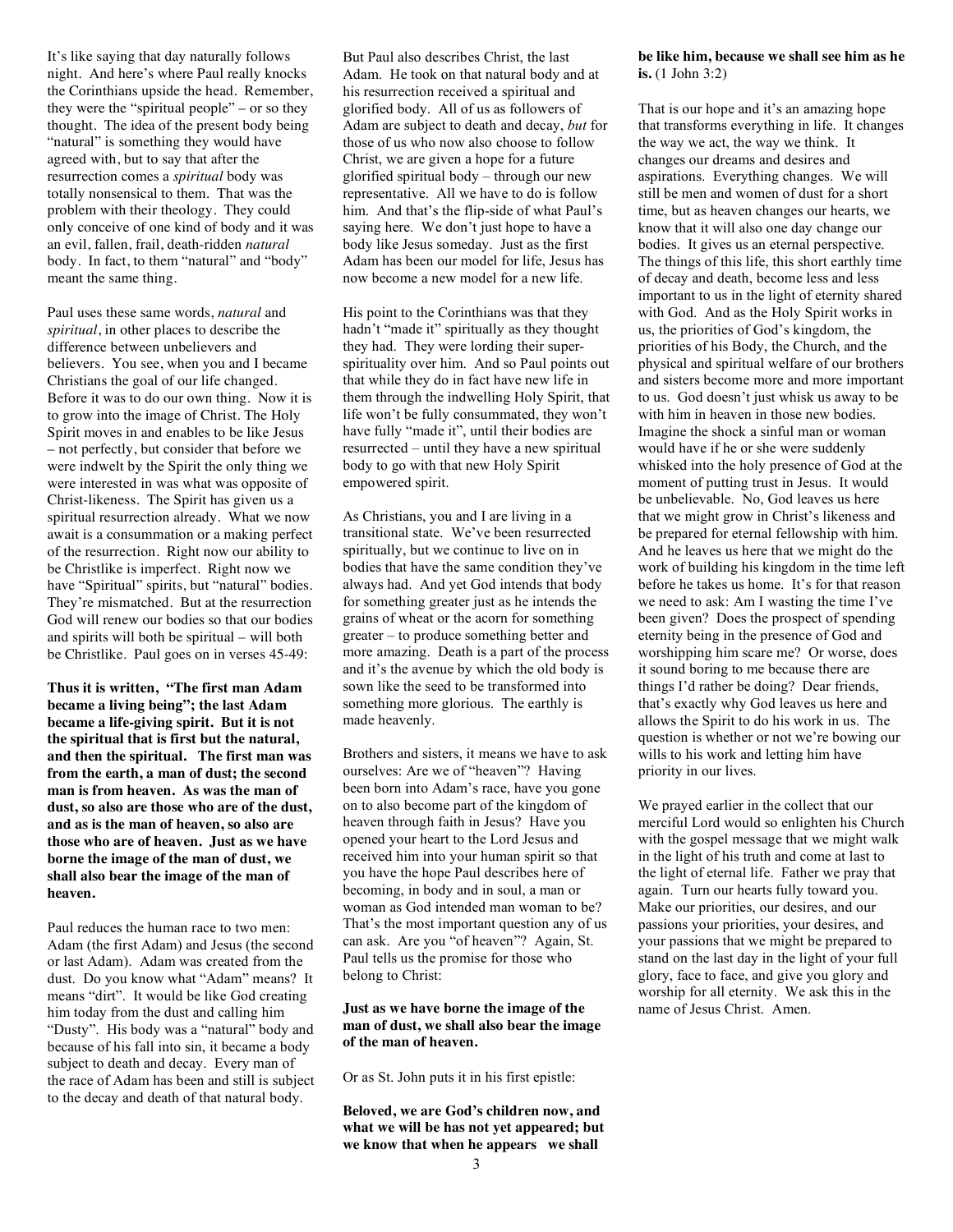It's like saying that day naturally follows night. And here's where Paul really knocks the Corinthians upside the head. Remember, they were the "spiritual people" – or so they thought. The idea of the present body being "natural" is something they would have agreed with, but to say that after the resurrection comes a *spiritual* body was totally nonsensical to them. That was the problem with their theology. They could only conceive of one kind of body and it was an evil, fallen, frail, death-ridden *natural* body. In fact, to them "natural" and "body" meant the same thing.

Paul uses these same words, *natural* and *spiritual*, in other places to describe the difference between unbelievers and believers. You see, when you and I became Christians the goal of our life changed. Before it was to do our own thing. Now it is to grow into the image of Christ. The Holy Spirit moves in and enables to be like Jesus – not perfectly, but consider that before we were indwelt by the Spirit the only thing we were interested in was what was opposite of Christ-likeness. The Spirit has given us a spiritual resurrection already. What we now await is a consummation or a making perfect of the resurrection. Right now our ability to be Christlike is imperfect. Right now we have "Spiritual" spirits, but "natural" bodies. They're mismatched. But at the resurrection God will renew our bodies so that our bodies and spirits will both be spiritual – will both be Christlike. Paul goes on in verses 45-49:

**Thus it is written, "The first man Adam became a living being"; the last Adam became a life-giving spirit. But it is not the spiritual that is first but the natural, and then the spiritual. The first man was from the earth, a man of dust; the second man is from heaven. As was the man of dust, so also are those who are of the dust, and as is the man of heaven, so also are those who are of heaven. Just as we have borne the image of the man of dust, we shall also bear the image of the man of heaven.**

Paul reduces the human race to two men: Adam (the first Adam) and Jesus (the second or last Adam). Adam was created from the dust. Do you know what "Adam" means? It means "dirt". It would be like God creating him today from the dust and calling him "Dusty". His body was a "natural" body and because of his fall into sin, it became a body subject to death and decay. Every man of the race of Adam has been and still is subject to the decay and death of that natural body.

But Paul also describes Christ, the last Adam. He took on that natural body and at his resurrection received a spiritual and glorified body. All of us as followers of Adam are subject to death and decay, *but* for those of us who now also choose to follow Christ, we are given a hope for a future glorified spiritual body – through our new representative. All we have to do is follow him. And that's the flip-side of what Paul's saying here. We don't just hope to have a body like Jesus someday. Just as the first Adam has been our model for life, Jesus has now become a new model for a new life.

His point to the Corinthians was that they hadn't "made it" spiritually as they thought they had. They were lording their super-spirituality over him. And so Paul points out that while they do in fact have new life in them through the indwelling Holy Spirit, that life won't be fully consummated, they won't have fully "made it", until their bodies are resurrected – until they have a new spiritual body to go with that new Holy Spirit empowered spirit.

As Christians, you and I are living in a transitional state. We've been resurrected spiritually, but we continue to live on in bodies that have the same condition they've always had. And yet God intends that body for something greater just as he intends the grains of wheat or the acorn for something greater – to produce something better and more amazing. Death is a part of the process and it's the avenue by which the old body is sown like the seed to be transformed into something more glorious. The earthly is made heavenly.

Brothers and sisters, it means we have to ask ourselves: Are we of "heaven"? Having been born into Adam's race, have you gone on to also become part of the kingdom of heaven through faith in Jesus? Have you opened your heart to the Lord Jesus and received him into your human spirit so that you have the hope Paul describes here of becoming, in body and in soul, a man or woman as God intended man woman any to be? That's the most important question any of us can ask. Are you "of heaven"? Again, St. Paul tells us the promise for those who belong to Christ:

**Just as we have borne the image of the man of dust, we shall also bear the image of the man of heaven.**

Or as St. John puts it in his first epistle:

**Beloved, we are God's children now, and what we will be has not yet appeared; but we know that when he appears we shall be like him, because we shall see him as he is.** (1 John 3:2)

That is our hope and it's an amazing hope that transforms everything in life. It changes the way we act, the way we think. It changes our dreams and desires and aspirations. Everything changes. We will still be men and women of dust for a short time, but as heaven changes our hearts, we know that it will also one day change our bodies. It gives us an eternal perspective. The things of this life, this short earthly time of decay and death, become less and less important to us in the light of eternity shared with God. And as the Holy Spirit works in us, the priorities of God's kingdom, the priorities of his Body, the Church, and the physical and spiritual welfare of our brothers and sisters become more and more important to us. God doesn't just whisk us away to be with him in heaven in those new bodies. Imagine the shock a sinful man or woman would have if he or she were suddenly whisked into the holy presence of God at the moment of putting trust in Jesus. It would be unbelievable. No, God leaves us here that we might grow in Christ's likeness and be prepared for eternal fellowship with him. And he leaves us here that we might do the work of building his kingdom in the time left before he takes us home. It's for that reason we need to ask: Am I wasting the time I've been given? Does the prospect of spending eternity being in the presence of God and worshipping him scare me? Or worse, does it sound boring to me because there are things I'd rather be doing? Dear friends, that's exactly why God leaves us here and allows the Spirit to do his work in us. The question is whether or not we're bowing our wills to his work and letting him have priority in our lives.

We prayed earlier in the collect that our merciful Lord would so enlighten his Church with the gospel message that we might walk in the light of his truth and come at last to the light of eternal life. Father we pray that again. Turn our hearts fully toward you. Make our priorities, our desires, and our passions your priorities, your desires, and your passions that we might be prepared to stand on the last day in the light of your full glory, face to face, and give you glory and worship for all eternity. We ask this in the name of Jesus Christ. Amen.